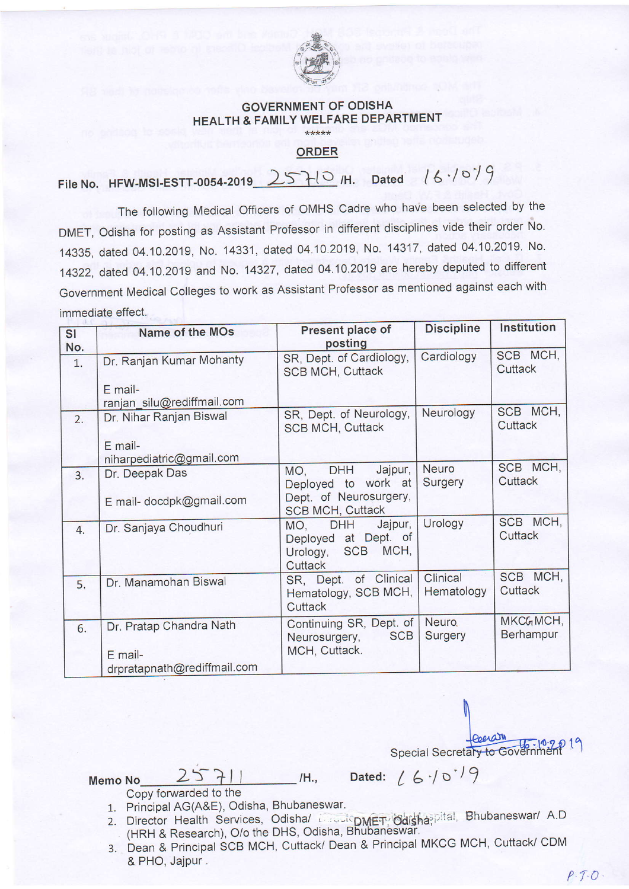# GOVERNMENT OF ODISHA
## HEALTH & FAMILY WELFARE DEPARTMENT

\*\*\*\*\*

## ORDER

File No. HFW-MSI-ESTT-0054-2019 25710 /H. Dated 16.10.19

The following Medical Officers of OMHS Cadre who have been selected by the DMET, Odisha for posting as Assistant Professor in different disciplines vide their order No. 14335, dated 04.10.2019, No. 14331, dated 04.10.2019, No. 14317, dated 04.10.2019. No. 14322, dated 04.10.2019 and No. 14327, dated 04.10.2019 are hereby deputed to different Government Medical Colleges to work as Assistant Professor as mentioned against each with immediate effect.

| Sl No. | Name of the MOs | Present place of posting | Discipline | Institution |
|---|---|---|---|---|
| 1. | Dr. Ranjan Kumar Mohanty<br><br>E mail- ranjan_silu@rediffmail.com | SR, Dept. of Cardiology, SCB MCH, Cuttack | Cardiology | SCB MCH, Cuttack |
| 2. | Dr. Nihar Ranjan Biswal<br><br>E mail- niharpediatric@gmail.com | SR, Dept. of Neurology, SCB MCH, Cuttack | Neurology | SCB MCH, Cuttack |
| 3. | Dr. Deepak Das<br><br>E mail- docdpk@gmail.com | MO, DHH Jajpur, Deployed to work at Dept. of Neurosurgery, SCB MCH, Cuttack | Neuro Surgery | SCB MCH, Cuttack |
| 4. | Dr. Sanjaya Choudhuri | MO, DHH Jajpur, Deployed at Dept. of Urology, SCB MCH, Cuttack | Urology | SCB MCH, Cuttack |
| 5. | Dr. Manamohan Biswal | SR, Dept. of Clinical Hematology, SCB MCH, Cuttack | Clinical Hematology | SCB MCH, Cuttack |
| 6. | Dr. Pratap Chandra Nath<br><br>E mail- drpratapnath@rediffmail.com | Continuing SR, Dept. of Neurosurgery, SCB MCH, Cuttack. | Neuro Surgery | MKCG MCH, Berhampur |

Special Secretary to Government
16.10.2019

Memo No 25711 /H., Dated: 16.10.19

Copy forwarded to the

1. Principal AG(A&E), Odisha, Bhubaneswar.
2. Director Health Services, Odisha/ DMET, Odisha/ Capital Hospital, Bhubaneswar/ A.D (HRH & Research), O/o the DHS, Odisha, Bhubaneswar.
3. Dean & Principal SCB MCH, Cuttack/ Dean & Principal MKCG MCH, Cuttack/ CDM & PHO, Jajpur.

P.T.O.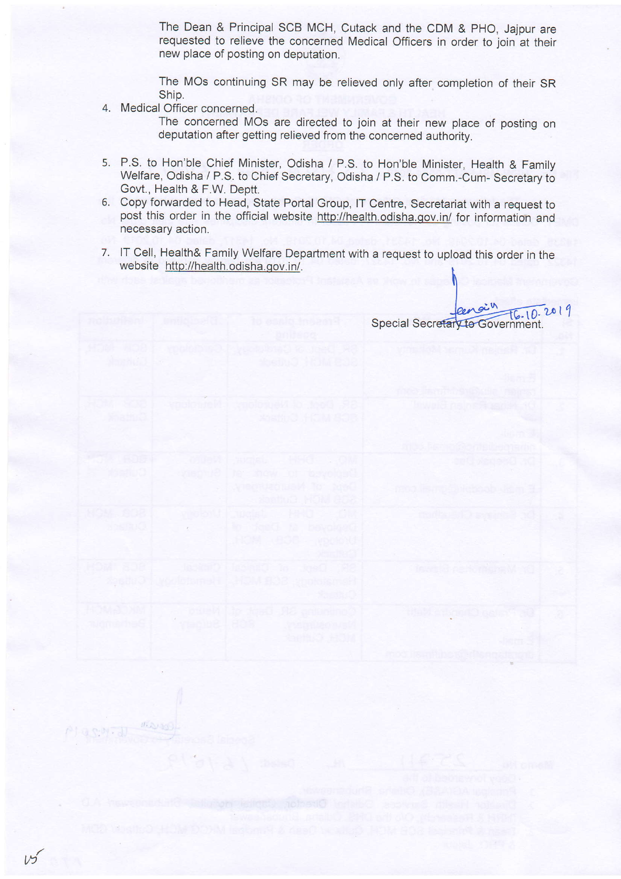The Dean & Principal SCB MCH, Cutack and the CDM & PHO, Jajpur are requested to relieve the concerned Medical Officers in order to join at their new place of posting on deputation.

The MOs continuing SR may be relieved only after completion of their SR Ship.

4. Medical Officer concerned.

   The concerned MOs are directed to join at their new place of posting on deputation after getting relieved from the concerned authority.

5. P.S. to Hon'ble Chief Minister, Odisha / P.S. to Hon'ble Minister, Health & Family Welfare, Odisha / P.S. to Chief Secretary, Odisha / P.S. to Comm.-Cum- Secretary to Govt., Health & F.W. Deptt.
6. Copy forwarded to Head, State Portal Group, IT Centre, Secretariat with a request to post this order in the official website http://health.odisha.gov.in/ for information and necessary action.
7. IT Cell, Health& Family Welfare Department with a request to upload this order in the website http://health.odisha.gov.in/.

16.10.2019

Special Secretary to Government.